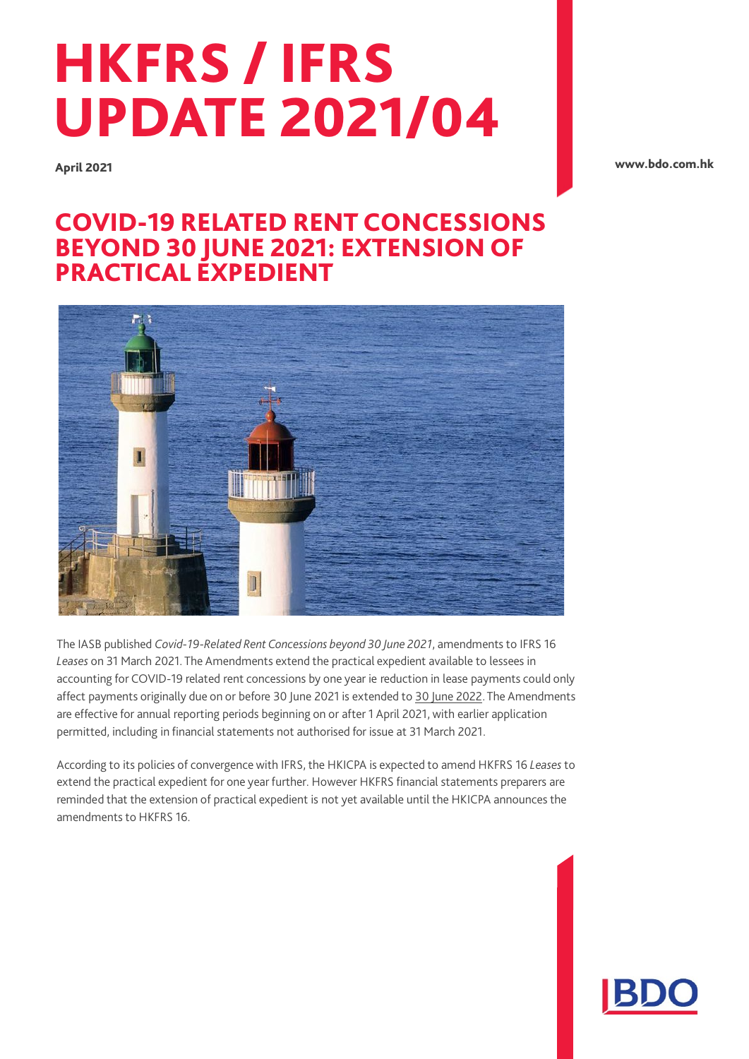# HKFRS / IFRS UPDATE 2021/04

**April 2021**

**www.bdo.com.hk**

## COVID-19 RELATED RENT CONCESSIONS BEYOND 30 JUNE 2021: EXTENSION OF PRACTICAL EXPEDIENT

The IASB published *Covid-19-Related Rent Concessions beyond 30 June 2021*, amendments to IFRS 16 *Leases* on 31 March 2021. The Amendments extend the practical expedient available to lessees in accounting for COVID-19 related rent concessions by one year ie reduction in lease payments could only affect payments originally due on or before 30 June 2021 is extended to 30 June 2022. The Amendments are effective for annual reporting periods beginning on or after 1 April 2021, with earlier application permitted, including in financial statements not authorised for issue at 31 March 2021.

According to its policies of convergence with IFRS, the HKICPA is expected to amend HKFRS 16 *Leases* to extend the practical expedient for one year further. However HKFRS financial statements preparers are reminded that the extension of practical expedient is not yet available until the HKICPA announces the amendments to HKFRS 16.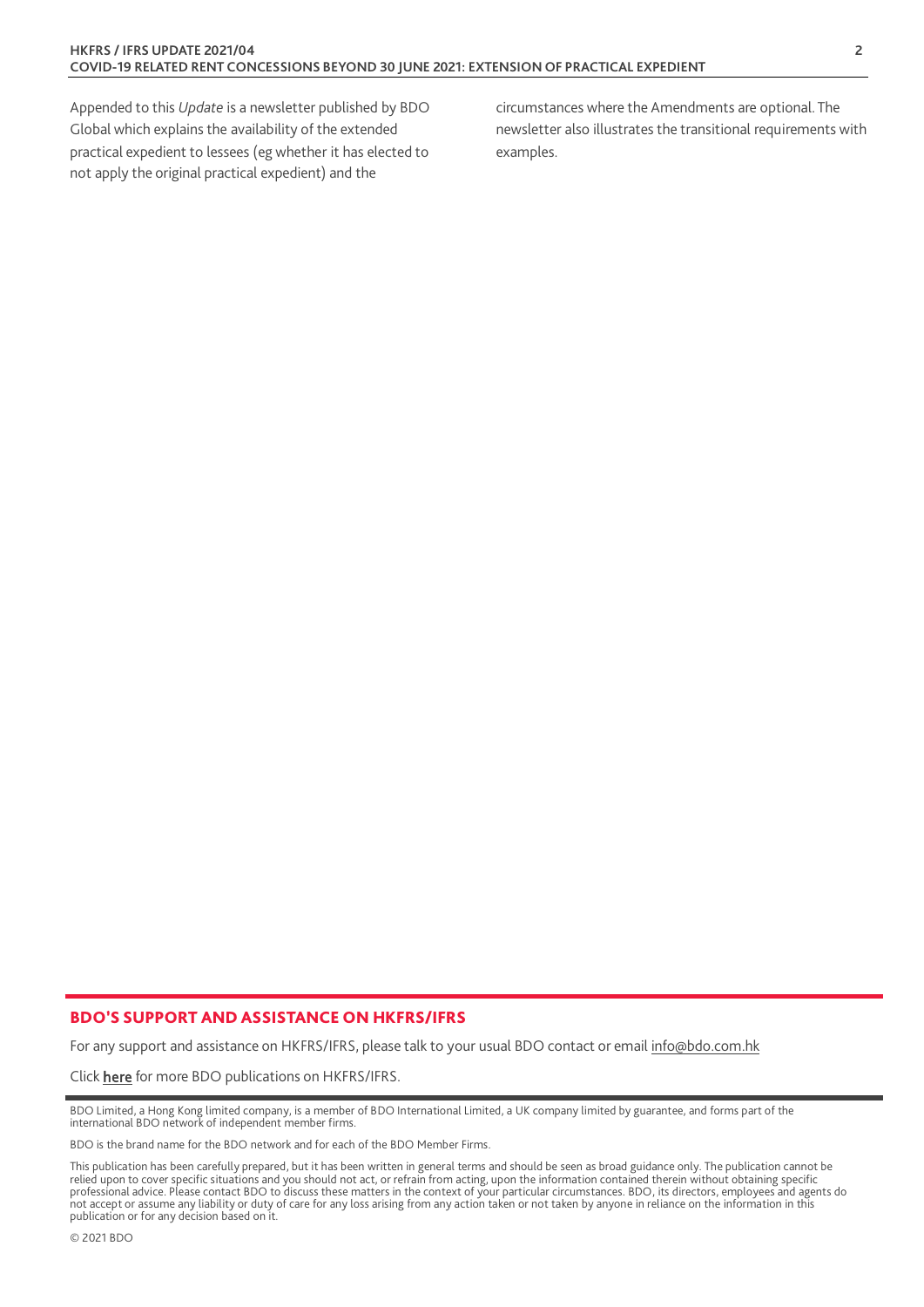Appended to this *Update* is a newsletter published by BDO Global which explains the availability of the extended practical expedient to lessees (eg whether it has elected to not apply the original practical expedient) and the circumstances where the Amendments are optional. The newsletter also illustrates the transitional requirements with examples.

## BDO'S SUPPORT AND ASSISTANCE ON HKFRS/IFRS

For any support and assistance on HKFRS/IFRS, please talk to your usual BDO contact or email info@bdo.com.hk

Click **here** for more BDO publications on HKFRS/IFRS.

BDO Limited, a Hong Kong limited company, is a member of BDO International Limited, a UK company limited by guarantee, and forms part of the international BDO network of independent member firms.

BDO is the brand name for the BDO network and for each of the BDO Member Firms.

This publication has been carefully prepared, but it has been written in general terms and should be seen as broad guidance only. The publication cannot be relied upon to cover specific situations and you should not act, or refrain from acting, upon the information contained therein without obtaining specific professional advice. Please contact BDO to discuss these matters in the context of your particular circumstances. BDO, its directors, employees and agents do not accept or assume any liability or duty of care for any loss arising from any action taken or not taken by anyone in reliance on the information in this publication or for any decision based on it.

© 2021 BDO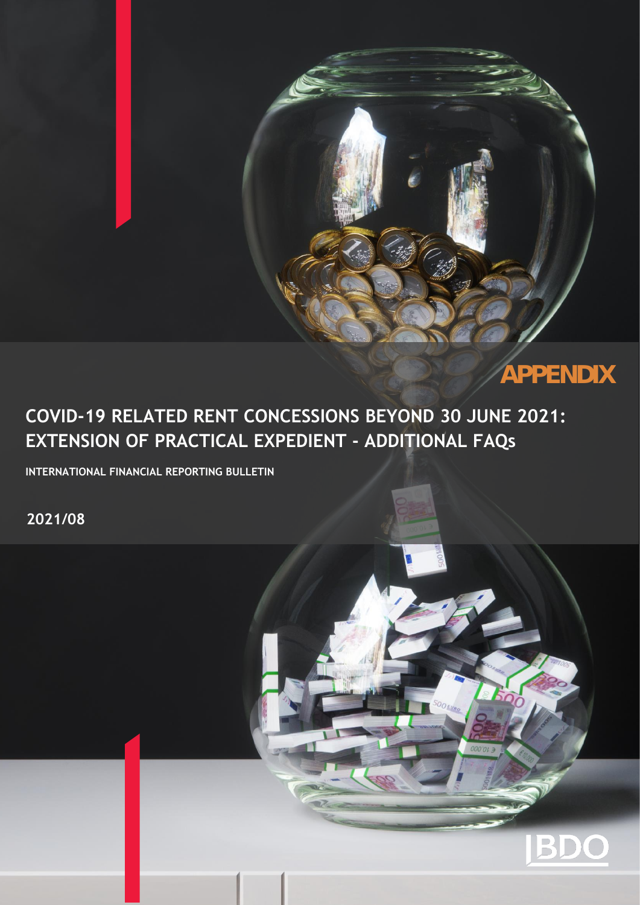APPENDIX

# COVID-19 RELATED RENT CONCESSIONS BEYOND 30 JUNE 2021: EXTENSION OF PRACTICAL EXPEDIENT - ADDITIONAL FAQs

**INTERNATIONAL FINANCIAL REPORTING BULLETIN**

**2021/08**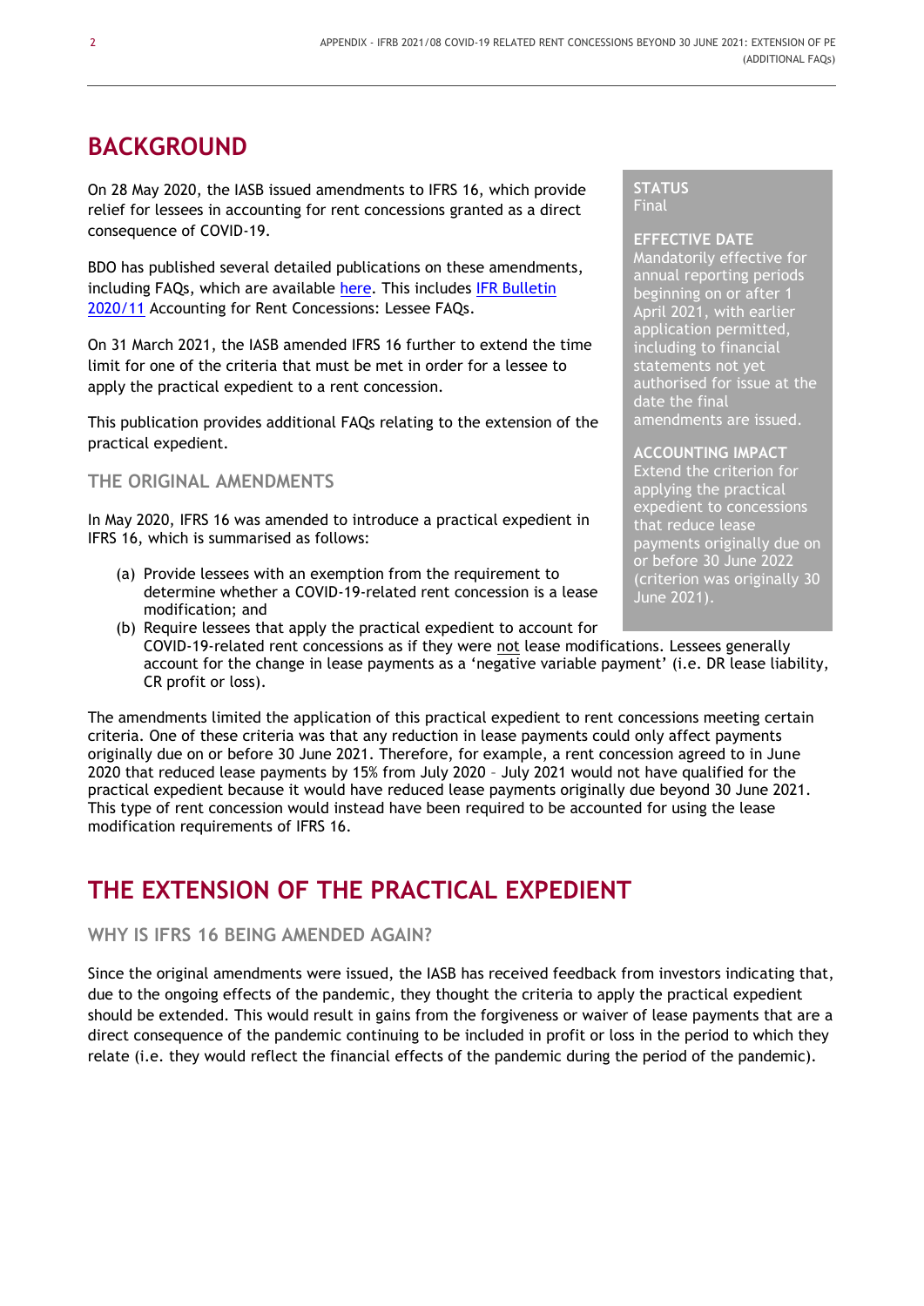## BACKGROUND

On 28 May 2020, the IASB issued amendments to IFRS 16, which provide relief for lessees in accounting for rent concessions granted as a direct consequence of COVID-19.

BDO has published several detailed publications on these amendments, including FAQs, which are available [here](). This includes [IFR Bulletin 2020/11]() Accounting for Rent Concessions: Lessee FAQs.

On 31 March 2021, the IASB amended IFRS 16 further to extend the time limit for one of the criteria that must be met in order for a lessee to apply the practical expedient to a rent concession.

This publication provides additional FAQs relating to the extension of the practical expedient.

**STATUS**
Final

**EFFECTIVE DATE**
Mandatorily effective for annual reporting periods beginning on or after 1 April 2021, with earlier application permitted, including to financial statements not yet authorised for issue at the date the final amendments are issued.

**ACCOUNTING IMPACT**
Extend the criterion for applying the practical expedient to concessions that reduce lease payments originally due on or before 30 June 2022 (criterion was originally 30 June 2021).

### THE ORIGINAL AMENDMENTS

In May 2020, IFRS 16 was amended to introduce a practical expedient in IFRS 16, which is summarised as follows:

(a) Provide lessees with an exemption from the requirement to determine whether a COVID-19-related rent concession is a lease modification; and

(b) Require lessees that apply the practical expedient to account for COVID-19-related rent concessions as if they were not lease modifications. Lessees generally account for the change in lease payments as a 'negative variable payment' (i.e. DR lease liability, CR profit or loss).

The amendments limited the application of this practical expedient to rent concessions meeting certain criteria. One of these criteria was that any reduction in lease payments could only affect payments originally due on or before 30 June 2021. Therefore, for example, a rent concession agreed to in June 2020 that reduced lease payments by 15% from July 2020 – July 2021 would not have qualified for the practical expedient because it would have reduced lease payments originally due beyond 30 June 2021. This type of rent concession would instead have been required to be accounted for using the lease modification requirements of IFRS 16.

## THE EXTENSION OF THE PRACTICAL EXPEDIENT

### WHY IS IFRS 16 BEING AMENDED AGAIN?

Since the original amendments were issued, the IASB has received feedback from investors indicating that, due to the ongoing effects of the pandemic, they thought the criteria to apply the practical expedient should be extended. This would result in gains from the forgiveness or waiver of lease payments that are a direct consequence of the pandemic continuing to be included in profit or loss in the period to which they relate (i.e. they would reflect the financial effects of the pandemic during the period of the pandemic).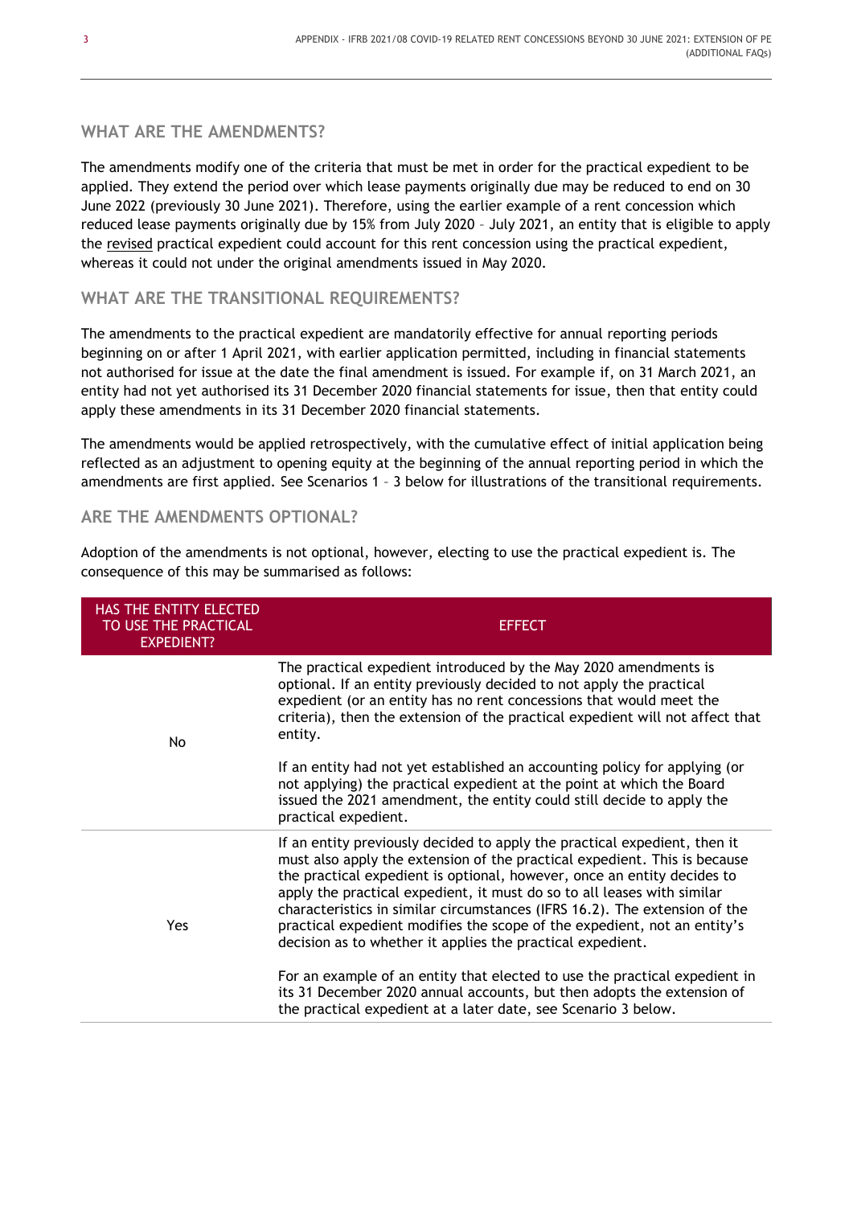## WHAT ARE THE AMENDMENTS?

The amendments modify one of the criteria that must be met in order for the practical expedient to be applied. They extend the period over which lease payments originally due may be reduced to end on 30 June 2022 (previously 30 June 2021). Therefore, using the earlier example of a rent concession which reduced lease payments originally due by 15% from July 2020 – July 2021, an entity that is eligible to apply the revised practical expedient could account for this rent concession using the practical expedient, whereas it could not under the original amendments issued in May 2020.

## WHAT ARE THE TRANSITIONAL REQUIREMENTS?

The amendments to the practical expedient are mandatorily effective for annual reporting periods beginning on or after 1 April 2021, with earlier application permitted, including in financial statements not authorised for issue at the date the final amendment is issued. For example if, on 31 March 2021, an entity had not yet authorised its 31 December 2020 financial statements for issue, then that entity could apply these amendments in its 31 December 2020 financial statements.

The amendments would be applied retrospectively, with the cumulative effect of initial application being reflected as an adjustment to opening equity at the beginning of the annual reporting period in which the amendments are first applied. See Scenarios 1 – 3 below for illustrations of the transitional requirements.

## ARE THE AMENDMENTS OPTIONAL?

Adoption of the amendments is not optional, however, electing to use the practical expedient is. The consequence of this may be summarised as follows:

| HAS THE ENTITY ELECTED TO USE THE PRACTICAL EXPEDIENT? | EFFECT |
|---|---|
| No | The practical expedient introduced by the May 2020 amendments is optional. If an entity previously decided to not apply the practical expedient (or an entity has no rent concessions that would meet the criteria), then the extension of the practical expedient will not affect that entity.<br><br>If an entity had not yet established an accounting policy for applying (or not applying) the practical expedient at the point at which the Board issued the 2021 amendment, the entity could still decide to apply the practical expedient. |
| Yes | If an entity previously decided to apply the practical expedient, then it must also apply the extension of the practical expedient. This is because the practical expedient is optional, however, once an entity decides to apply the practical expedient, it must do so to all leases with similar characteristics in similar circumstances (IFRS 16.2). The extension of the practical expedient modifies the scope of the expedient, not an entity's decision as to whether it applies the practical expedient.<br><br>For an example of an entity that elected to use the practical expedient in its 31 December 2020 annual accounts, but then adopts the extension of the practical expedient at a later date, see Scenario 3 below. |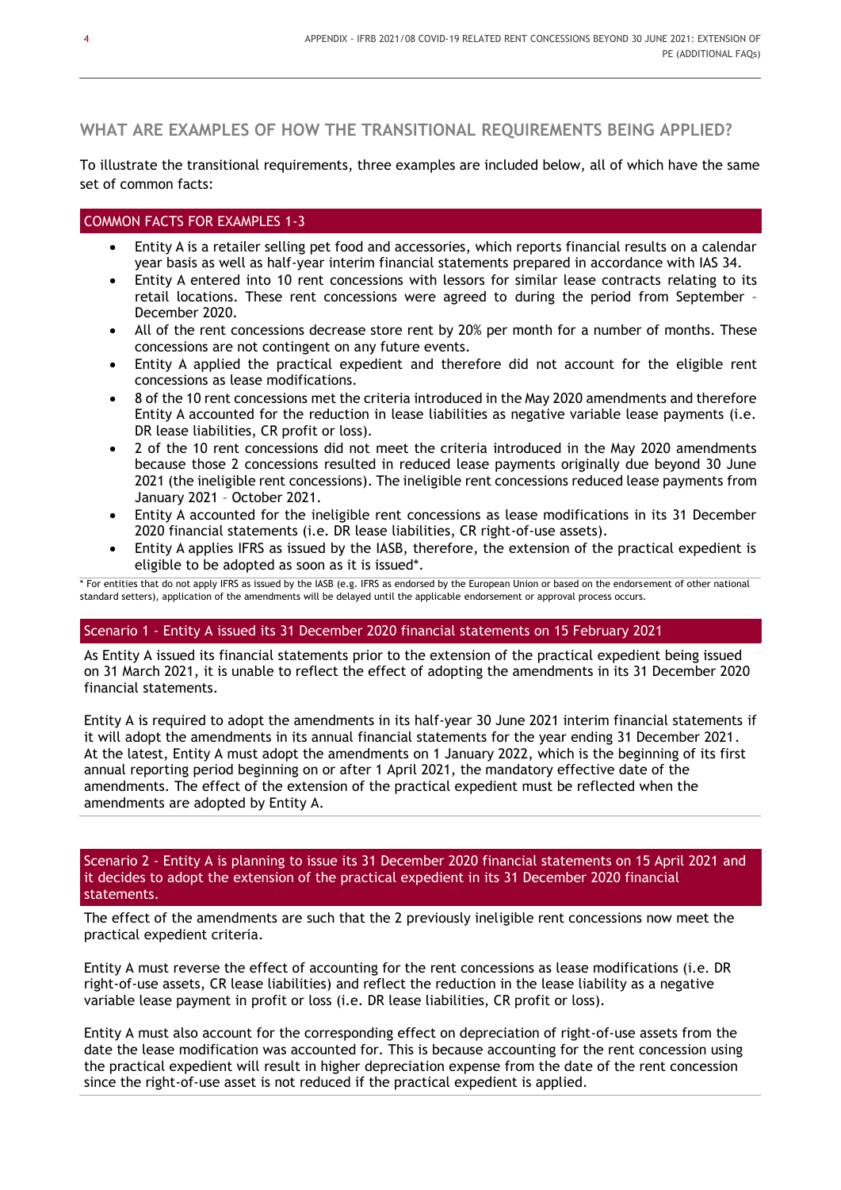## WHAT ARE EXAMPLES OF HOW THE TRANSITIONAL REQUIREMENTS BEING APPLIED?

To illustrate the transitional requirements, three examples are included below, all of which have the same set of common facts:

### COMMON FACTS FOR EXAMPLES 1-3

- Entity A is a retailer selling pet food and accessories, which reports financial results on a calendar year basis as well as half-year interim financial statements prepared in accordance with IAS 34.
- Entity A entered into 10 rent concessions with lessors for similar lease contracts relating to its retail locations. These rent concessions were agreed to during the period from September – December 2020.
- All of the rent concessions decrease store rent by 20% per month for a number of months. These concessions are not contingent on any future events.
- Entity A applied the practical expedient and therefore did not account for the eligible rent concessions as lease modifications.
- 8 of the 10 rent concessions met the criteria introduced in the May 2020 amendments and therefore Entity A accounted for the reduction in lease liabilities as negative variable lease payments (i.e. DR lease liabilities, CR profit or loss).
- 2 of the 10 rent concessions did not meet the criteria introduced in the May 2020 amendments because those 2 concessions resulted in reduced lease payments originally due beyond 30 June 2021 (the ineligible rent concessions). The ineligible rent concessions reduced lease payments from January 2021 – October 2021.
- Entity A accounted for the ineligible rent concessions as lease modifications in its 31 December 2020 financial statements (i.e. DR lease liabilities, CR right-of-use assets).
- Entity A applies IFRS as issued by the IASB, therefore, the extension of the practical expedient is eligible to be adopted as soon as it is issued*.

\* For entities that do not apply IFRS as issued by the IASB (e.g. IFRS as endorsed by the European Union or based on the endorsement of other national standard setters), application of the amendments will be delayed until the applicable endorsement or approval process occurs.

### Scenario 1 - Entity A issued its 31 December 2020 financial statements on 15 February 2021

As Entity A issued its financial statements prior to the extension of the practical expedient being issued on 31 March 2021, it is unable to reflect the effect of adopting the amendments in its 31 December 2020 financial statements.

Entity A is required to adopt the amendments in its half-year 30 June 2021 interim financial statements if it will adopt the amendments in its annual financial statements for the year ending 31 December 2021. At the latest, Entity A must adopt the amendments on 1 January 2022, which is the beginning of its first annual reporting period beginning on or after 1 April 2021, the mandatory effective date of the amendments. The effect of the extension of the practical expedient must be reflected when the amendments are adopted by Entity A.

### Scenario 2 - Entity A is planning to issue its 31 December 2020 financial statements on 15 April 2021 and it decides to adopt the extension of the practical expedient in its 31 December 2020 financial statements.

The effect of the amendments are such that the 2 previously ineligible rent concessions now meet the practical expedient criteria.

Entity A must reverse the effect of accounting for the rent concessions as lease modifications (i.e. DR right-of-use assets, CR lease liabilities) and reflect the reduction in the lease liability as a negative variable lease payment in profit or loss (i.e. DR lease liabilities, CR profit or loss).

Entity A must also account for the corresponding effect on depreciation of right-of-use assets from the date the lease modification was accounted for. This is because accounting for the rent concession using the practical expedient will result in higher depreciation expense from the date of the rent concession since the right-of-use asset is not reduced if the practical expedient is applied.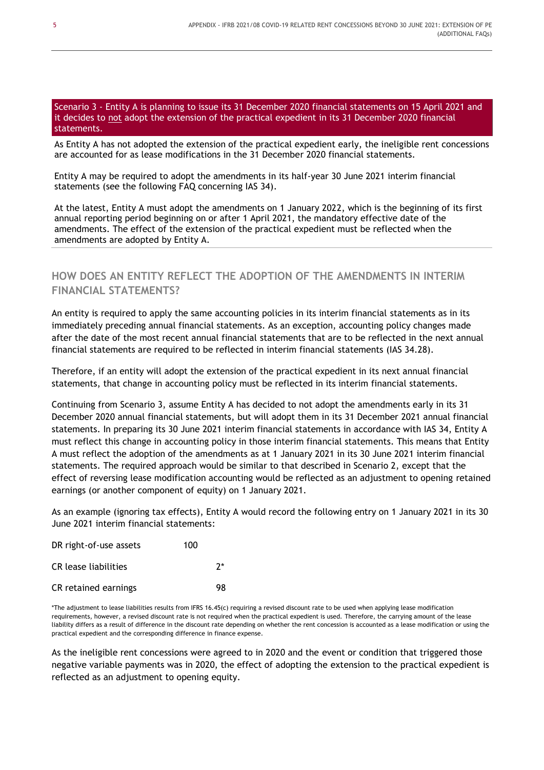**Scenario 3 - Entity A is planning to issue its 31 December 2020 financial statements on 15 April 2021 and it decides to not adopt the extension of the practical expedient in its 31 December 2020 financial statements.**

As Entity A has not adopted the extension of the practical expedient early, the ineligible rent concessions are accounted for as lease modifications in the 31 December 2020 financial statements.

Entity A may be required to adopt the amendments in its half-year 30 June 2021 interim financial statements (see the following FAQ concerning IAS 34).

At the latest, Entity A must adopt the amendments on 1 January 2022, which is the beginning of its first annual reporting period beginning on or after 1 April 2021, the mandatory effective date of the amendments. The effect of the extension of the practical expedient must be reflected when the amendments are adopted by Entity A.

## HOW DOES AN ENTITY REFLECT THE ADOPTION OF THE AMENDMENTS IN INTERIM FINANCIAL STATEMENTS?

An entity is required to apply the same accounting policies in its interim financial statements as in its immediately preceding annual financial statements. As an exception, accounting policy changes made after the date of the most recent annual financial statements that are to be reflected in the next annual financial statements are required to be reflected in interim financial statements (IAS 34.28).

Therefore, if an entity will adopt the extension of the practical expedient in its next annual financial statements, that change in accounting policy must be reflected in its interim financial statements.

Continuing from Scenario 3, assume Entity A has decided to not adopt the amendments early in its 31 December 2020 annual financial statements, but will adopt them in its 31 December 2021 annual financial statements. In preparing its 30 June 2021 interim financial statements in accordance with IAS 34, Entity A must reflect this change in accounting policy in those interim financial statements. This means that Entity A must reflect the adoption of the amendments as at 1 January 2021 in its 30 June 2021 interim financial statements. The required approach would be similar to that described in Scenario 2, except that the effect of reversing lease modification accounting would be reflected as an adjustment to opening retained earnings (or another component of equity) on 1 January 2021.

As an example (ignoring tax effects), Entity A would record the following entry on 1 January 2021 in its 30 June 2021 interim financial statements:

| | | |
|---|---|---|
| DR right-of-use assets | 100 | |
| CR lease liabilities | | 2* |
| CR retained earnings | | 98 |

*The adjustment to lease liabilities results from IFRS 16.45(c) requiring a revised discount rate to be used when applying lease modification requirements, however, a revised discount rate is not required when the practical expedient is used. Therefore, the carrying amount of the lease liability differs as a result of difference in the discount rate depending on whether the rent concession is accounted as a lease modification or using the practical expedient and the corresponding difference in finance expense.

As the ineligible rent concessions were agreed to in 2020 and the event or condition that triggered those negative variable payments was in 2020, the effect of adopting the extension to the practical expedient is reflected as an adjustment to opening equity.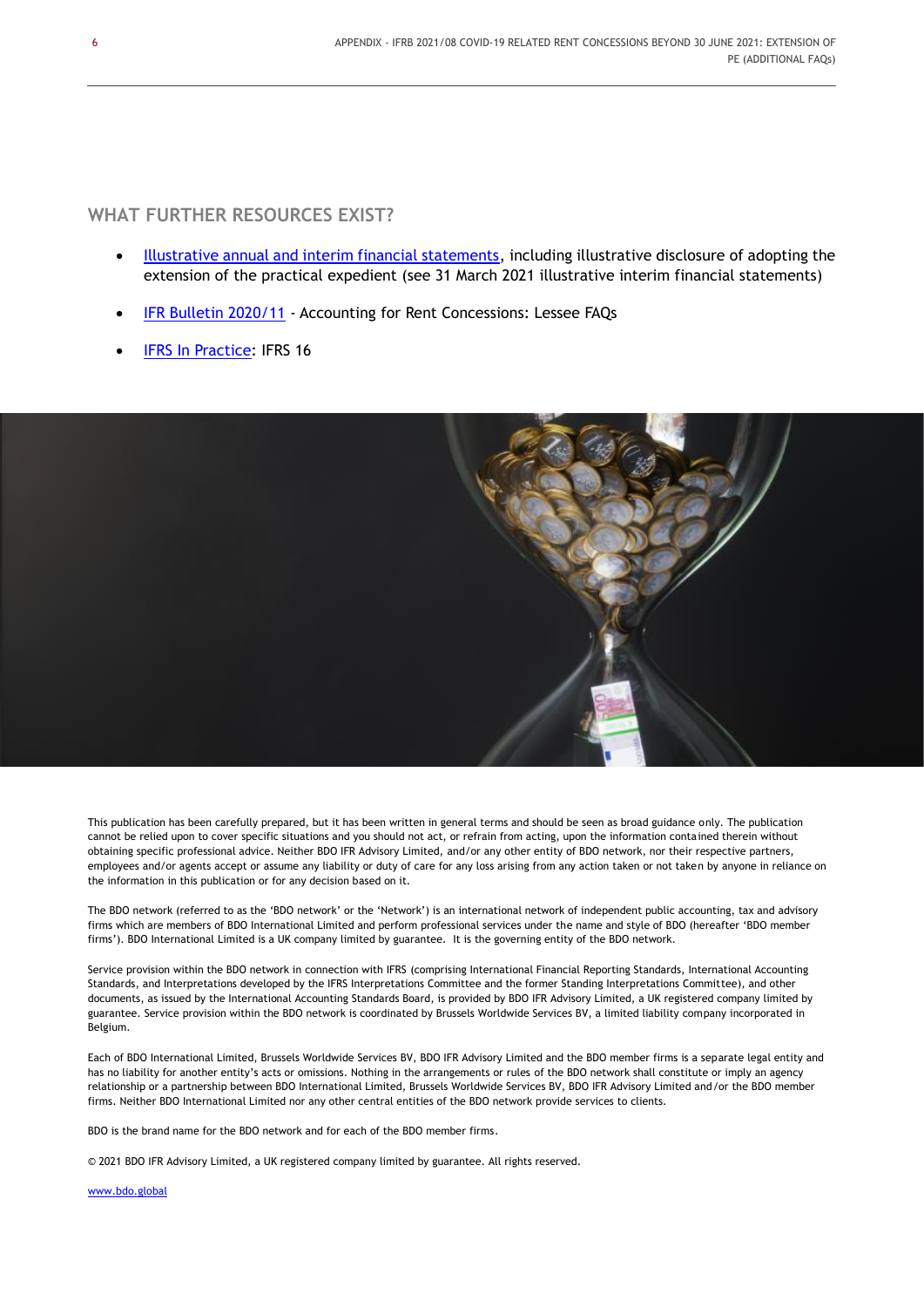## WHAT FURTHER RESOURCES EXIST?

- Illustrative annual and interim financial statements, including illustrative disclosure of adopting the extension of the practical expedient (see 31 March 2021 illustrative interim financial statements)
- IFR Bulletin 2020/11 - Accounting for Rent Concessions: Lessee FAQs
- IFRS In Practice: IFRS 16

This publication has been carefully prepared, but it has been written in general terms and should be seen as broad guidance only. The publication cannot be relied upon to cover specific situations and you should not act, or refrain from acting, upon the information contained therein without obtaining specific professional advice. Neither BDO IFR Advisory Limited, and/or any other entity of BDO network, nor their respective partners, employees and/or agents accept or assume any liability or duty of care for any loss arising from any action taken or not taken by anyone in reliance on the information in this publication or for any decision based on it.

The BDO network (referred to as the 'BDO network' or the 'Network') is an international network of independent public accounting, tax and advisory firms which are members of BDO International Limited and perform professional services under the name and style of BDO (hereafter 'BDO member firms'). BDO International Limited is a UK company limited by guarantee. It is the governing entity of the BDO network.

Service provision within the BDO network in connection with IFRS (comprising International Financial Reporting Standards, International Accounting Standards, and Interpretations developed by the IFRS Interpretations Committee and the former Standing Interpretations Committee), and other documents, as issued by the International Accounting Standards Board, is provided by BDO IFR Advisory Limited, a UK registered company limited by guarantee. Service provision within the BDO network is coordinated by Brussels Worldwide Services BV, a limited liability company incorporated in Belgium.

Each of BDO International Limited, Brussels Worldwide Services BV, BDO IFR Advisory Limited and the BDO member firms is a separate legal entity and has no liability for another entity's acts or omissions. Nothing in the arrangements or rules of the BDO network shall constitute or imply an agency relationship or a partnership between BDO International Limited, Brussels Worldwide Services BV, BDO IFR Advisory Limited and/or the BDO member firms. Neither BDO International Limited nor any other central entities of the BDO network provide services to clients.

BDO is the brand name for the BDO network and for each of the BDO member firms.

© 2021 BDO IFR Advisory Limited, a UK registered company limited by guarantee. All rights reserved.

www.bdo.global